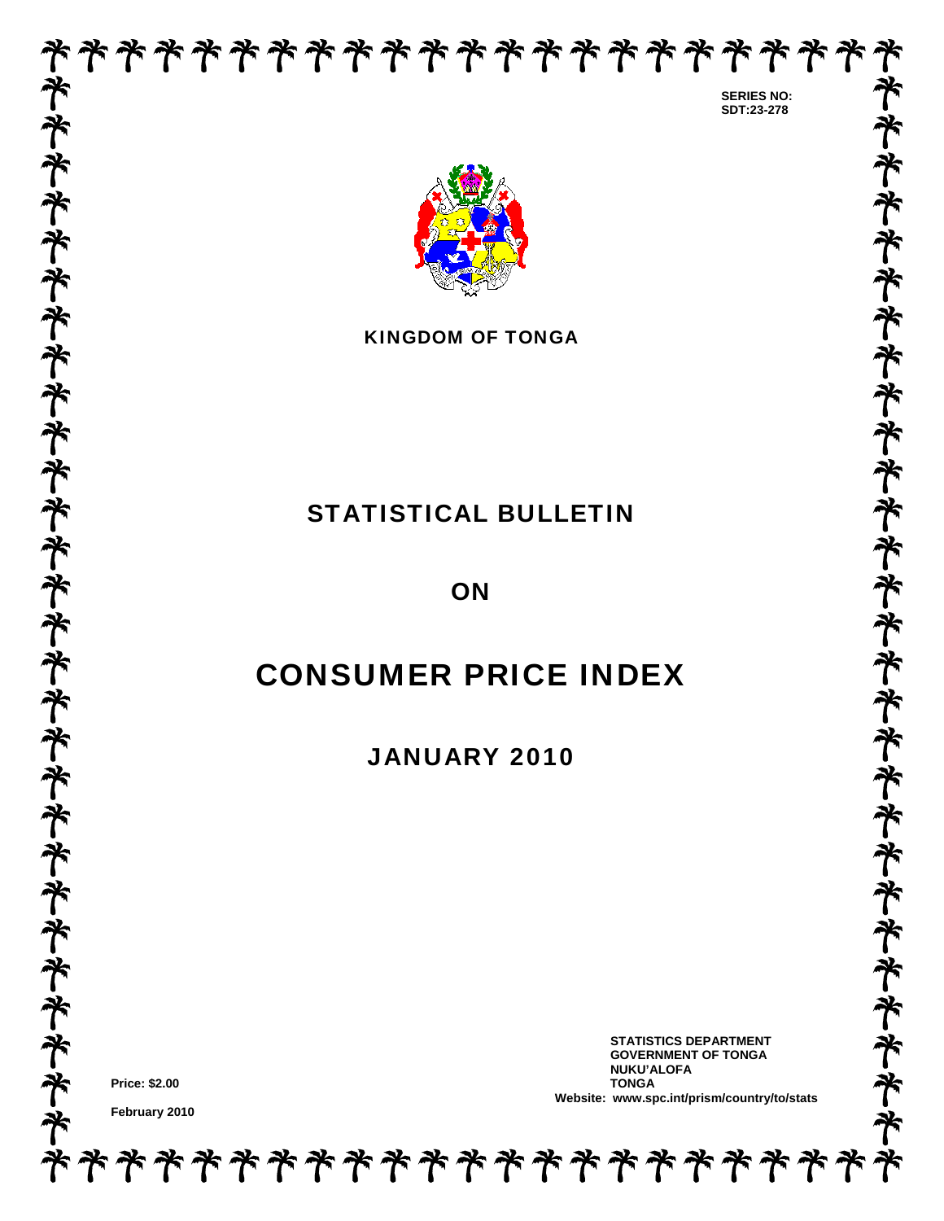**SERIES NO:**
**SDT:23-278**

**KINGDOM OF TONGA**

# STATISTICAL BULLETIN

# ON

# CONSUMER PRICE INDEX

## JANUARY 2010

**STATISTICS DEPARTMENT**
**GOVERNMENT OF TONGA**
**NUKU'ALOFA**
**TONGA**
**Website: www.spc.int/prism/country/to/stats**

**Price: $2.00**

**February 2010**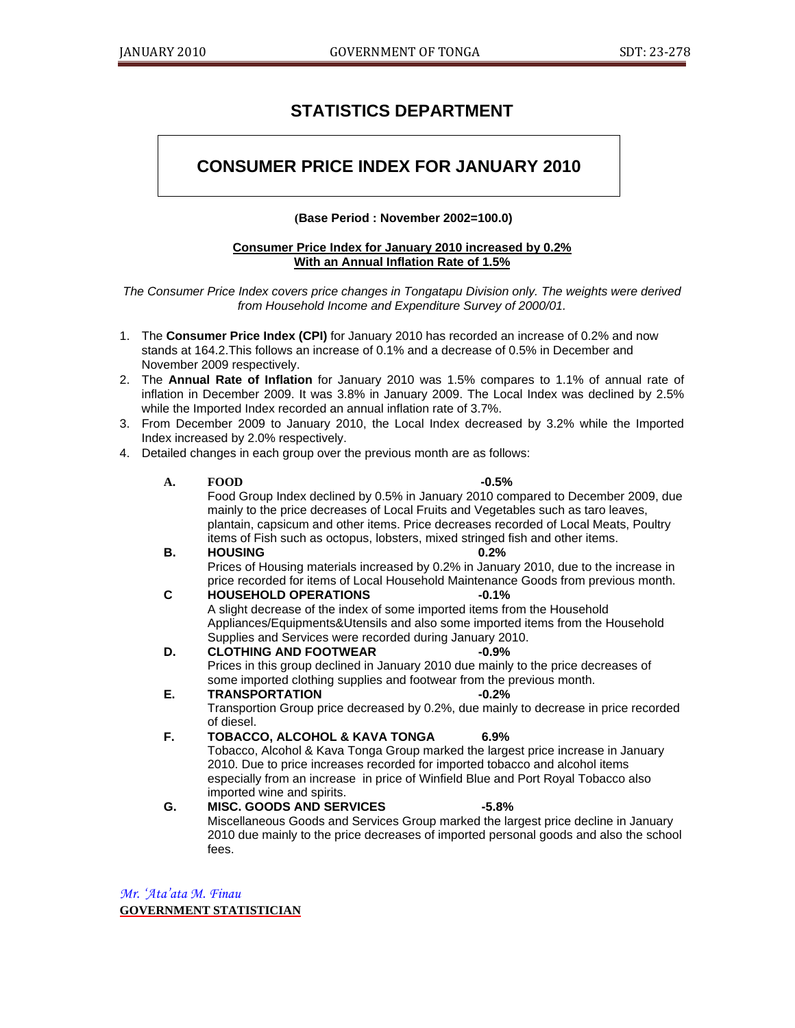# STATISTICS DEPARTMENT

## CONSUMER PRICE INDEX FOR JANUARY 2010

**(Base Period : November 2002=100.0)**

**Consumer Price Index for January 2010 increased by 0.2%**
**With an Annual Inflation Rate of 1.5%**

*The Consumer Price Index covers price changes in Tongatapu Division only. The weights were derived from Household Income and Expenditure Survey of 2000/01.*

1. The **Consumer Price Index (CPI)** for January 2010 has recorded an increase of 0.2% and now stands at 164.2.This follows an increase of 0.1% and a decrease of 0.5% in December and November 2009 respectively.
2. The **Annual Rate of Inflation** for January 2010 was 1.5% compares to 1.1% of annual rate of inflation in December 2009. It was 3.8% in January 2009. The Local Index was declined by 2.5% while the Imported Index recorded an annual inflation rate of 3.7%.
3. From December 2009 to January 2010, the Local Index decreased by 3.2% while the Imported Index increased by 2.0% respectively.
4. Detailed changes in each group over the previous month are as follows:

**A. FOOD -0.5%**
Food Group Index declined by 0.5% in January 2010 compared to December 2009, due mainly to the price decreases of Local Fruits and Vegetables such as taro leaves, plantain, capsicum and other items. Price decreases recorded of Local Meats, Poultry items of Fish such as octopus, lobsters, mixed stringed fish and other items.

**B. HOUSING 0.2%**
Prices of Housing materials increased by 0.2% in January 2010, due to the increase in price recorded for items of Local Household Maintenance Goods from previous month.

**C HOUSEHOLD OPERATIONS -0.1%**
A slight decrease of the index of some imported items from the Household Appliances/Equipments&Utensils and also some imported items from the Household Supplies and Services were recorded during January 2010.

**D. CLOTHING AND FOOTWEAR -0.9%**
Prices in this group declined in January 2010 due mainly to the price decreases of some imported clothing supplies and footwear from the previous month.

**E. TRANSPORTATION -0.2%**
Transportion Group price decreased by 0.2%, due mainly to decrease in price recorded of diesel.

**F. TOBACCO, ALCOHOL & KAVA TONGA 6.9%**
Tobacco, Alcohol & Kava Tonga Group marked the largest price increase in January 2010. Due to price increases recorded for imported tobacco and alcohol items especially from an increase in price of Winfield Blue and Port Royal Tobacco also imported wine and spirits.

**G. MISC. GOODS AND SERVICES -5.8%**
Miscellaneous Goods and Services Group marked the largest price decline in January 2010 due mainly to the price decreases of imported personal goods and also the school fees.

*Mr. 'Ata'ata M. Finau*
**GOVERNMENT STATISTICIAN**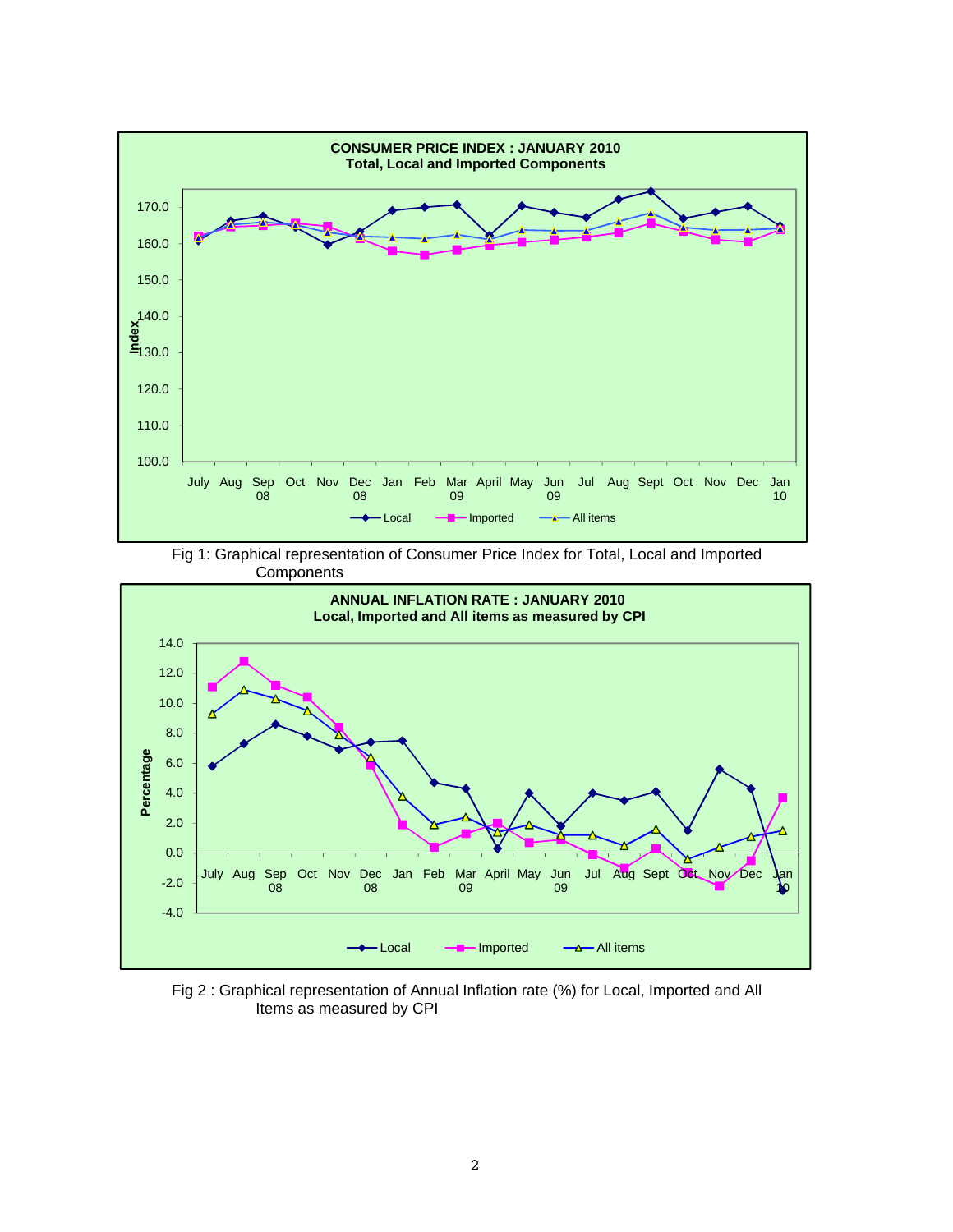**CONSUMER PRICE INDEX : JANUARY 2010**
**Total, Local and Imported Components**

Fig 1: Graphical representation of Consumer Price Index for Total, Local and Imported Components

**ANNUAL INFLATION RATE : JANUARY 2010**
**Local, Imported and All items as measured by CPI**

Fig 2 : Graphical representation of Annual Inflation rate (%) for Local, Imported and All Items as measured by CPI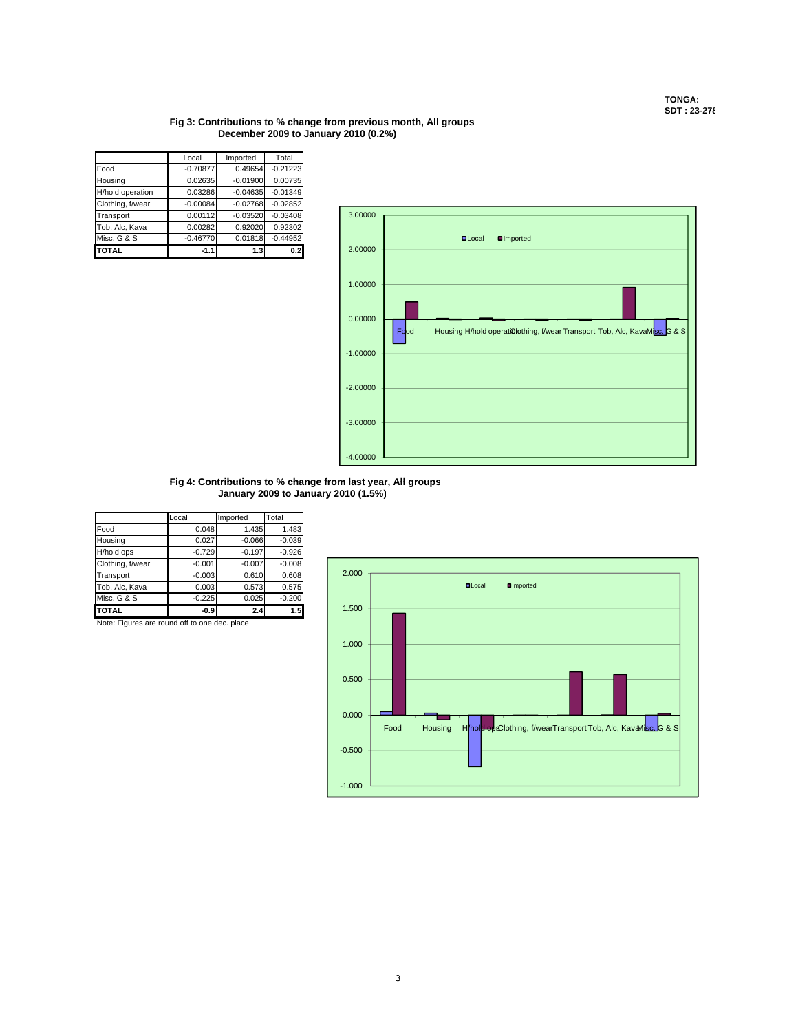TONGA:
SDT : 23-278

### Fig 3: Contributions to % change from previous month, All groups
### December 2009 to January 2010 (0.2%)

| | Local | Imported | Total |
|---|---|---|---|
| Food | -0.70877 | 0.49654 | -0.21223 |
| Housing | 0.02635 | -0.01900 | 0.00735 |
| H/hold operation | 0.03286 | -0.04635 | -0.01349 |
| Clothing, f/wear | -0.00084 | -0.02768 | -0.02852 |
| Transport | 0.00112 | -0.03520 | -0.03408 |
| Tob, Alc, Kava | 0.00282 | 0.92020 | 0.92302 |
| Misc. G & S | -0.46770 | 0.01818 | -0.44952 |
| **TOTAL** | **-1.1** | **1.3** | **0.2** |

### Fig 4: Contributions to % change from last year, All groups
### January 2009 to January 2010 (1.5%)

| | Local | Imported | Total |
|---|---|---|---|
| Food | 0.048 | 1.435 | 1.483 |
| Housing | 0.027 | -0.066 | -0.039 |
| H/hold ops | -0.729 | -0.197 | -0.926 |
| Clothing, f/wear | -0.001 | -0.007 | -0.008 |
| Transport | -0.003 | 0.610 | 0.608 |
| Tob, Alc, Kava | 0.003 | 0.573 | 0.575 |
| Misc. G & S | -0.225 | 0.025 | -0.200 |
| **TOTAL** | **-0.9** | **2.4** | **1.5** |

Note: Figures are round off to one dec. place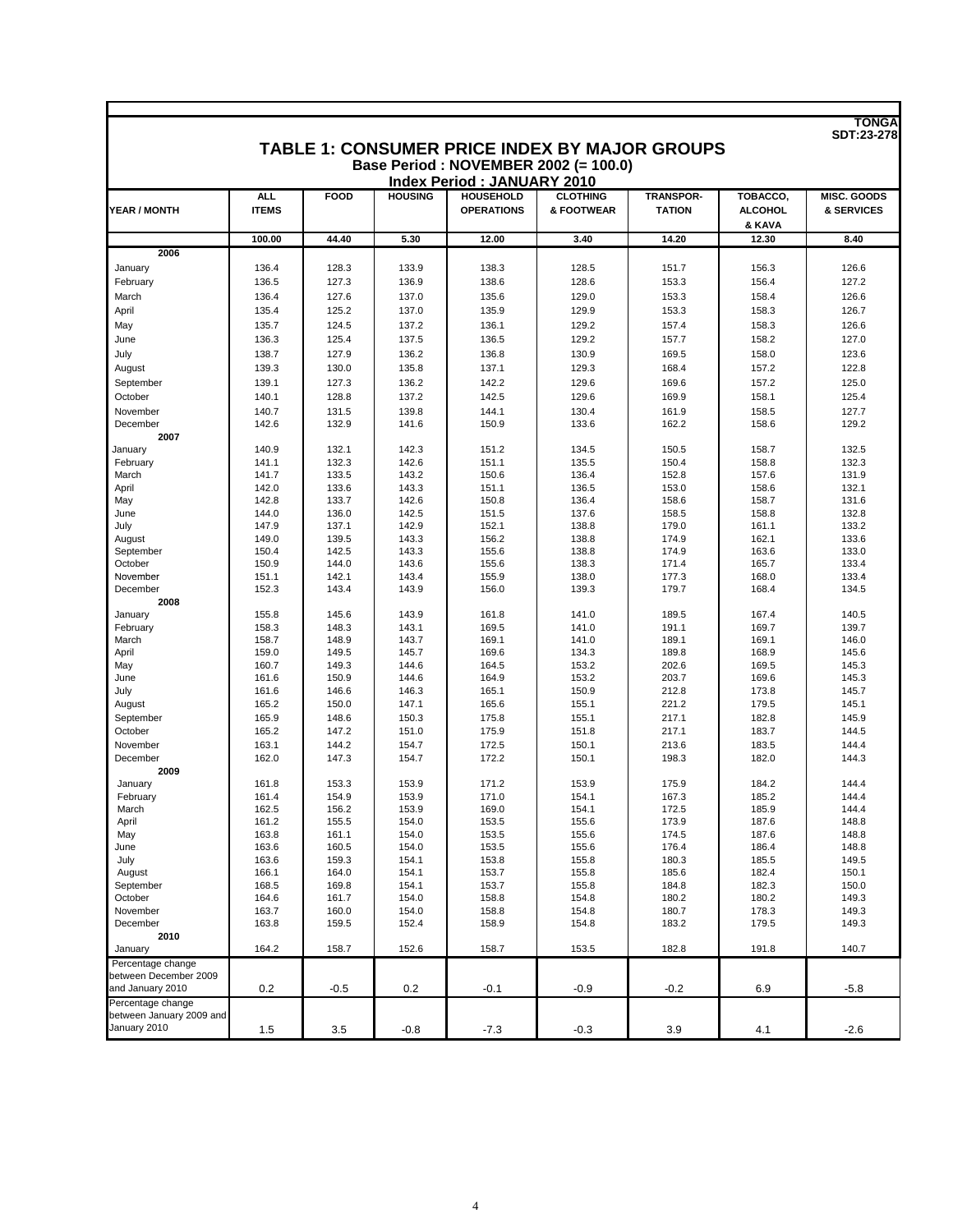TONGA
SDT:23-278

# TABLE 1: CONSUMER PRICE INDEX BY MAJOR GROUPS

### Base Period : NOVEMBER 2002 (= 100.0)

### Index Period : JANUARY 2010

| YEAR / MONTH | ALL ITEMS | FOOD | HOUSING | HOUSEHOLD OPERATIONS | CLOTHING & FOOTWEAR | TRANSPOR-TATION | TOBACCO, ALCOHOL & KAVA | MISC. GOODS & SERVICES |
|---|---|---|---|---|---|---|---|---|
| | **100.00** | **44.40** | **5.30** | **12.00** | **3.40** | **14.20** | **12.30** | **8.40** |
| **2006** | | | | | | | | |
| January | 136.4 | 128.3 | 133.9 | 138.3 | 128.5 | 151.7 | 156.3 | 126.6 |
| February | 136.5 | 127.3 | 136.9 | 138.6 | 128.6 | 153.3 | 156.4 | 127.2 |
| March | 136.4 | 127.6 | 137.0 | 135.6 | 129.0 | 153.3 | 158.4 | 126.6 |
| April | 135.4 | 125.2 | 137.0 | 135.9 | 129.9 | 153.3 | 158.3 | 126.7 |
| May | 135.7 | 124.5 | 137.2 | 136.1 | 129.2 | 157.4 | 158.3 | 126.6 |
| June | 136.3 | 125.4 | 137.5 | 136.5 | 129.2 | 157.7 | 158.2 | 127.0 |
| July | 138.7 | 127.9 | 136.2 | 136.8 | 130.9 | 169.5 | 158.0 | 123.6 |
| August | 139.3 | 130.0 | 135.8 | 137.1 | 129.3 | 168.4 | 157.2 | 122.8 |
| September | 139.1 | 127.3 | 136.2 | 142.2 | 129.6 | 169.6 | 157.2 | 125.0 |
| October | 140.1 | 128.8 | 137.2 | 142.5 | 129.6 | 169.9 | 158.1 | 125.4 |
| November | 140.7 | 131.5 | 139.8 | 144.1 | 130.4 | 161.9 | 158.5 | 127.7 |
| December | 142.6 | 132.9 | 141.6 | 150.9 | 133.6 | 162.2 | 158.6 | 129.2 |
| **2007** | | | | | | | | |
| January | 140.9 | 132.1 | 142.3 | 151.2 | 134.5 | 150.5 | 158.7 | 132.5 |
| February | 141.1 | 132.3 | 142.6 | 151.1 | 135.5 | 150.4 | 158.8 | 132.3 |
| March | 141.7 | 133.5 | 143.2 | 150.6 | 136.4 | 152.8 | 157.6 | 131.9 |
| April | 142.0 | 133.6 | 143.3 | 151.1 | 136.5 | 153.0 | 158.6 | 132.1 |
| May | 142.8 | 133.7 | 142.6 | 150.8 | 136.4 | 158.6 | 158.7 | 131.6 |
| June | 144.0 | 136.0 | 142.5 | 151.5 | 137.6 | 158.5 | 158.8 | 132.8 |
| July | 147.9 | 137.1 | 142.9 | 152.1 | 138.8 | 179.0 | 161.1 | 133.2 |
| August | 149.0 | 139.5 | 143.3 | 156.2 | 138.8 | 174.9 | 162.1 | 133.6 |
| September | 150.4 | 142.5 | 143.3 | 155.6 | 138.8 | 174.9 | 163.6 | 133.0 |
| October | 150.9 | 144.0 | 143.6 | 155.6 | 138.3 | 171.4 | 165.7 | 133.4 |
| November | 151.1 | 142.1 | 143.4 | 155.9 | 138.0 | 177.3 | 168.0 | 133.4 |
| December | 152.3 | 143.4 | 143.9 | 156.0 | 139.3 | 179.7 | 168.4 | 134.5 |
| **2008** | | | | | | | | |
| January | 155.8 | 145.6 | 143.9 | 161.8 | 141.0 | 189.5 | 167.4 | 140.5 |
| February | 158.3 | 148.3 | 143.1 | 169.5 | 141.0 | 191.1 | 169.7 | 139.7 |
| March | 158.7 | 148.9 | 143.7 | 169.1 | 141.0 | 189.1 | 169.1 | 146.0 |
| April | 159.0 | 149.5 | 145.7 | 169.6 | 134.3 | 189.8 | 168.9 | 145.6 |
| May | 160.7 | 149.3 | 144.6 | 164.5 | 153.2 | 202.6 | 169.5 | 145.3 |
| June | 161.6 | 150.9 | 144.6 | 164.9 | 153.2 | 203.7 | 169.6 | 145.3 |
| July | 161.6 | 146.6 | 146.3 | 165.1 | 150.9 | 212.8 | 173.8 | 145.7 |
| August | 165.2 | 150.0 | 147.1 | 165.6 | 155.1 | 221.2 | 179.5 | 145.1 |
| September | 165.9 | 148.6 | 150.3 | 175.8 | 155.1 | 217.1 | 182.8 | 145.9 |
| October | 165.2 | 147.2 | 151.0 | 175.9 | 151.8 | 217.1 | 183.7 | 144.5 |
| November | 163.1 | 144.2 | 154.7 | 172.5 | 150.1 | 213.6 | 183.5 | 144.4 |
| December | 162.0 | 147.3 | 154.7 | 172.2 | 150.1 | 198.3 | 182.0 | 144.3 |
| **2009** | | | | | | | | |
| January | 161.8 | 153.3 | 153.9 | 171.2 | 153.9 | 175.9 | 184.2 | 144.4 |
| February | 161.4 | 154.9 | 153.9 | 171.0 | 154.1 | 167.3 | 185.2 | 144.4 |
| March | 162.5 | 156.2 | 153.9 | 169.0 | 154.1 | 172.5 | 185.9 | 144.4 |
| April | 161.2 | 155.5 | 154.0 | 153.5 | 155.6 | 173.9 | 187.6 | 148.8 |
| May | 163.8 | 161.1 | 154.0 | 153.5 | 155.6 | 174.5 | 187.6 | 148.8 |
| June | 163.6 | 160.5 | 154.0 | 153.5 | 155.6 | 176.4 | 186.4 | 148.8 |
| July | 163.6 | 159.3 | 154.1 | 153.8 | 155.8 | 180.3 | 185.5 | 149.5 |
| August | 166.1 | 164.0 | 154.1 | 153.7 | 155.8 | 185.6 | 182.4 | 150.1 |
| September | 168.5 | 169.8 | 154.1 | 153.7 | 155.8 | 184.8 | 182.3 | 150.0 |
| October | 164.6 | 161.7 | 154.0 | 158.8 | 154.8 | 180.2 | 180.2 | 149.3 |
| November | 163.7 | 160.0 | 154.0 | 158.8 | 154.8 | 180.7 | 178.3 | 149.3 |
| December | 163.8 | 159.5 | 152.4 | 158.9 | 154.8 | 183.2 | 179.5 | 149.3 |
| **2010** | | | | | | | | |
| January | 164.2 | 158.7 | 152.6 | 158.7 | 153.5 | 182.8 | 191.8 | 140.7 |
| Percentage change between December 2009 and January 2010 | 0.2 | -0.5 | 0.2 | -0.1 | -0.9 | -0.2 | 6.9 | -5.8 |
| Percentage change between January 2009 and January 2010 | 1.5 | 3.5 | -0.8 | -7.3 | -0.3 | 3.9 | 4.1 | -2.6 |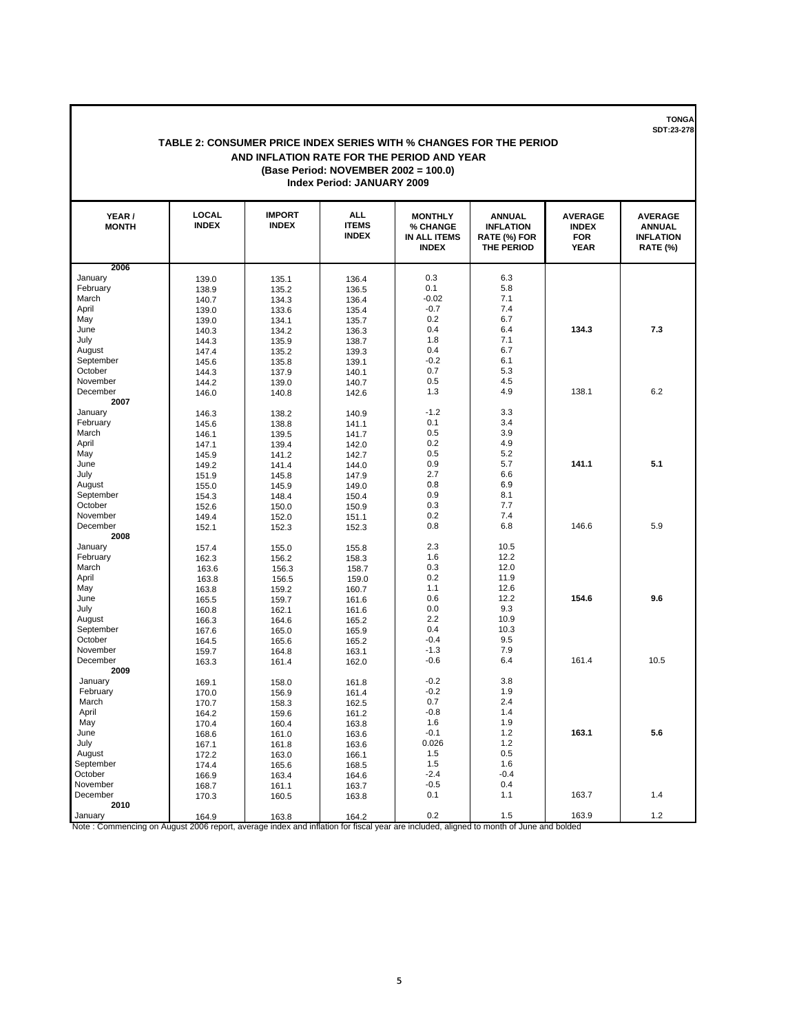TONGA
SDT:23-278

# TABLE 2: CONSUMER PRICE INDEX SERIES WITH % CHANGES FOR THE PERIOD AND INFLATION RATE FOR THE PERIOD AND YEAR

**(Base Period: NOVEMBER 2002 = 100.0)**

**Index Period: JANUARY 2009**

| YEAR / MONTH | LOCAL INDEX | IMPORT INDEX | ALL ITEMS INDEX | MONTHLY % CHANGE IN ALL ITEMS INDEX | ANNUAL INFLATION RATE (%) FOR THE PERIOD | AVERAGE INDEX FOR YEAR | AVERAGE ANNUAL INFLATION RATE (%) |
|---|---|---|---|---|---|---|---|
| **2006** | | | | | | | |
| January | 139.0 | 135.1 | 136.4 | 0.3 | 6.3 | | |
| February | 138.9 | 135.2 | 136.5 | 0.1 | 5.8 | | |
| March | 140.7 | 134.3 | 136.4 | -0.02 | 7.1 | | |
| April | 139.0 | 133.6 | 135.4 | -0.7 | 7.4 | | |
| May | 139.0 | 134.1 | 135.7 | 0.2 | 6.7 | | |
| June | 140.3 | 134.2 | 136.3 | 0.4 | 6.4 | **134.3** | **7.3** |
| July | 144.3 | 135.9 | 138.7 | 1.8 | 7.1 | | |
| August | 147.4 | 135.2 | 139.3 | 0.4 | 6.7 | | |
| September | 145.6 | 135.8 | 139.1 | -0.2 | 6.1 | | |
| October | 144.3 | 137.9 | 140.1 | 0.7 | 5.3 | | |
| November | 144.2 | 139.0 | 140.7 | 0.5 | 4.5 | | |
| December | 146.0 | 140.8 | 142.6 | 1.3 | 4.9 | 138.1 | 6.2 |
| **2007** | | | | | | | |
| January | 146.3 | 138.2 | 140.9 | -1.2 | 3.3 | | |
| February | 145.6 | 138.8 | 141.1 | 0.1 | 3.4 | | |
| March | 146.1 | 139.5 | 141.7 | 0.5 | 3.9 | | |
| April | 147.1 | 139.4 | 142.0 | 0.2 | 4.9 | | |
| May | 145.9 | 141.2 | 142.7 | 0.5 | 5.2 | | |
| June | 149.2 | 141.4 | 144.0 | 0.9 | 5.7 | **141.1** | **5.1** |
| July | 151.9 | 145.8 | 147.9 | 2.7 | 6.6 | | |
| August | 155.0 | 145.9 | 149.0 | 0.8 | 6.9 | | |
| September | 154.3 | 148.4 | 150.4 | 0.9 | 8.1 | | |
| October | 152.6 | 150.0 | 150.9 | 0.3 | 7.7 | | |
| November | 149.4 | 152.0 | 151.1 | 0.2 | 7.4 | | |
| December | 152.1 | 152.3 | 152.3 | 0.8 | 6.8 | 146.6 | 5.9 |
| **2008** | | | | | | | |
| January | 157.4 | 155.0 | 155.8 | 2.3 | 10.5 | | |
| February | 162.3 | 156.2 | 158.3 | 1.6 | 12.2 | | |
| March | 163.6 | 156.3 | 158.7 | 0.3 | 12.0 | | |
| April | 163.8 | 156.5 | 159.0 | 0.2 | 11.9 | | |
| May | 163.8 | 159.2 | 160.7 | 1.1 | 12.6 | | |
| June | 165.5 | 159.7 | 161.6 | 0.6 | 12.2 | **154.6** | **9.6** |
| July | 160.8 | 162.1 | 161.6 | 0.0 | 9.3 | | |
| August | 166.3 | 164.6 | 165.2 | 2.2 | 10.9 | | |
| September | 167.6 | 165.0 | 165.9 | 0.4 | 10.3 | | |
| October | 164.5 | 165.6 | 165.2 | -0.4 | 9.5 | | |
| November | 159.7 | 164.8 | 163.1 | -1.3 | 7.9 | | |
| December | 163.3 | 161.4 | 162.0 | -0.6 | 6.4 | 161.4 | 10.5 |
| **2009** | | | | | | | |
| January | 169.1 | 158.0 | 161.8 | -0.2 | 3.8 | | |
| February | 170.0 | 156.9 | 161.4 | -0.2 | 1.9 | | |
| March | 170.7 | 158.3 | 162.5 | 0.7 | 2.4 | | |
| April | 164.2 | 159.6 | 161.2 | -0.8 | 1.4 | | |
| May | 170.4 | 160.4 | 163.8 | 1.6 | 1.9 | | |
| June | 168.6 | 161.0 | 163.6 | -0.1 | 1.2 | **163.1** | **5.6** |
| July | 167.1 | 161.8 | 163.6 | 0.026 | 1.2 | | |
| August | 172.2 | 163.0 | 166.1 | 1.5 | 0.5 | | |
| September | 174.4 | 165.6 | 168.5 | 1.5 | 1.6 | | |
| October | 166.9 | 163.4 | 164.6 | -2.4 | -0.4 | | |
| November | 168.7 | 161.1 | 163.7 | -0.5 | 0.4 | | |
| December | 170.3 | 160.5 | 163.8 | 0.1 | 1.1 | 163.7 | 1.4 |
| **2010** | | | | | | | |
| January | 164.9 | 163.8 | 164.2 | 0.2 | 1.5 | 163.9 | 1.2 |

Note : Commencing on August 2006 report, average index and inflation for fiscal year are included, aligned to month of June and bolded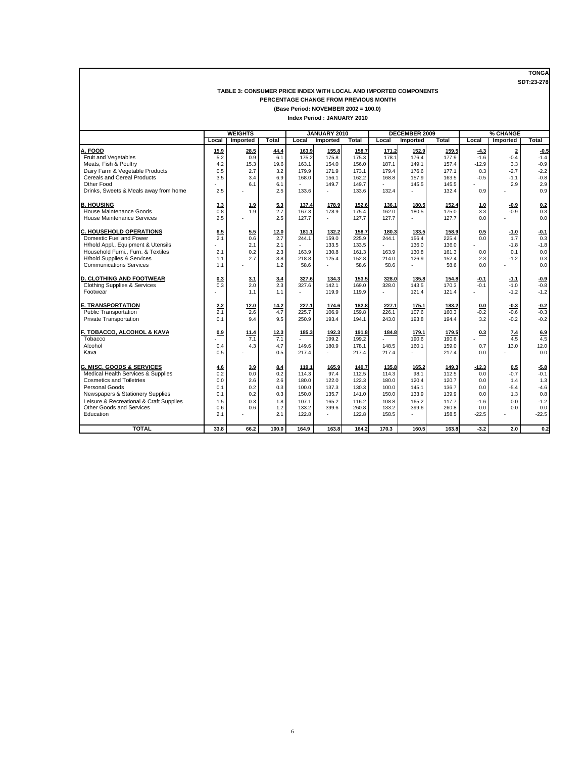TONGA

SDT:23-278

## TABLE 3: CONSUMER PRICE INDEX WITH LOCAL AND IMPORTED COMPONENTS

### PERCENTAGE CHANGE FROM PREVIOUS MONTH

**(Base Period: NOVEMBER 2002 = 100.0)**

**Index Period : JANUARY 2010**

| | WEIGHTS | | | JANUARY 2010 | | | DECEMBER 2009 | | | % CHANGE | | |
|---|---|---|---|---|---|---|---|---|---|---|---|---|
| | Local | Imported | Total | Local | Imported | Total | Local | Imported | Total | Local | Imported | Total |
| **A. FOOD** | **15.9** | **28.5** | **44.4** | **163.9** | **155.8** | **158.7** | **171.2** | **152.9** | **159.5** | **-4.3** | **2** | **-0.5** |
| Fruit and Vegetables | 5.2 | 0.9 | 6.1 | 175.2 | 175.8 | 175.3 | 178.1 | 176.4 | 177.9 | -1.6 | -0.4 | -1.4 |
| Meats, Fish & Poultry | 4.2 | 15.3 | 19.6 | 163.1 | 154.0 | 156.0 | 187.1 | 149.1 | 157.4 | -12.9 | 3.3 | -0.9 |
| Dairy Farm & Vegetable Products | 0.5 | 2.7 | 3.2 | 179.9 | 171.9 | 173.1 | 179.4 | 176.6 | 177.1 | 0.3 | -2.7 | -2.2 |
| Cereals and Cereal Products | 3.5 | 3.4 | 6.9 | 168.0 | 156.1 | 162.2 | 168.8 | 157.9 | 163.5 | -0.5 | -1.1 | -0.8 |
| Other Food | - | 6.1 | 6.1 | - | 149.7 | 149.7 | - | 145.5 | 145.5 | - | 2.9 | 2.9 |
| Drinks, Sweets & Meals away from home | 2.5 | - | 2.5 | 133.6 | - | 133.6 | 132.4 | - | 132.4 | 0.9 | - | 0.9 |
| **B. HOUSING** | **3.3** | **1.9** | **5.3** | **137.4** | **178.9** | **152.6** | **136.1** | **180.5** | **152.4** | **1.0** | **-0.9** | **0.2** |
| House Maintenance Goods | 0.8 | 1.9 | 2.7 | 167.3 | 178.9 | 175.4 | 162.0 | 180.5 | 175.0 | 3.3 | -0.9 | 0.3 |
| House Maintenance Services | 2.5 | - | 2.5 | 127.7 | - | 127.7 | 127.7 | - | 127.7 | 0.0 | - | 0.0 |
| **C. HOUSEHOLD OPERATIONS** | **6.5** | **5.5** | **12.0** | **181.1** | **132.2** | **158.7** | **180.3** | **133.5** | **158.9** | **0.5** | **-1.0** | **-0.1** |
| Domestic Fuel and Power | 2.1 | 0.6 | 2.7 | 244.1 | 159.0 | 225.9 | 244.1 | 156.4 | 225.4 | 0.0 | 1.7 | 0.3 |
| H/hold Appl., Equipment & Utensils | - | 2.1 | 2.1 | - | 133.5 | 133.5 | - | 136.0 | 136.0 | - | -1.8 | -1.8 |
| Household Furni., Furn. & Textiles | 2.1 | 0.2 | 2.3 | 163.9 | 130.8 | 161.3 | 163.9 | 130.8 | 161.3 | 0.0 | 0.1 | 0.0 |
| H/hold Supplies & Services | 1.1 | 2.7 | 3.8 | 218.8 | 125.4 | 152.8 | 214.0 | 126.9 | 152.4 | 2.3 | -1.2 | 0.3 |
| Communications Services | 1.1 | - | 1.2 | 58.6 | - | 58.6 | 58.6 | - | 58.6 | 0.0 | - | 0.0 |
| **D. CLOTHING AND FOOTWEAR** | **0.3** | **3.1** | **3.4** | **327.6** | **134.3** | **153.5** | **328.0** | **135.8** | **154.8** | **-0.1** | **-1.1** | **-0.9** |
| Clothing Supplies & Services | 0.3 | 2.0 | 2.3 | 327.6 | 142.1 | 169.0 | 328.0 | 143.5 | 170.3 | -0.1 | -1.0 | -0.8 |
| Footwear | - | 1.1 | 1.1 | - | 119.9 | 119.9 | - | 121.4 | 121.4 | - | -1.2 | -1.2 |
| **E. TRANSPORTATION** | **2.2** | **12.0** | **14.2** | **227.1** | **174.6** | **182.8** | **227.1** | **175.1** | **183.2** | **0.0** | **-0.3** | **-0.2** |
| Public Transportation | 2.1 | 2.6 | 4.7 | 225.7 | 106.9 | 159.8 | 226.1 | 107.6 | 160.3 | -0.2 | -0.6 | -0.3 |
| Private Transportation | 0.1 | 9.4 | 9.5 | 250.9 | 193.4 | 194.1 | 243.0 | 193.8 | 194.4 | 3.2 | -0.2 | -0.2 |
| **F. TOBACCO, ALCOHOL & KAVA** | **0.9** | **11.4** | **12.3** | **185.3** | **192.3** | **191.8** | **184.8** | **179.1** | **179.5** | **0.3** | **7.4** | **6.9** |
| Tobacco | - | 7.1 | 7.1 | - | 199.2 | 199.2 | - | 190.6 | 190.6 | - | 4.5 | 4.5 |
| Alcohol | 0.4 | 4.3 | 4.7 | 149.6 | 180.9 | 178.1 | 148.5 | 160.1 | 159.0 | 0.7 | 13.0 | 12.0 |
| Kava | 0.5 | - | 0.5 | 217.4 | - | 217.4 | 217.4 | - | 217.4 | 0.0 | - | 0.0 |
| **G. MISC. GOODS & SERVICES** | **4.6** | **3.9** | **8.4** | **119.1** | **165.9** | **140.7** | **135.8** | **165.2** | **149.3** | **-12.3** | **0.5** | **-5.8** |
| Medical Health Services & Supplies | 0.2 | 0.0 | 0.2 | 114.3 | 97.4 | 112.5 | 114.3 | 98.1 | 112.5 | 0.0 | -0.7 | -0.1 |
| Cosmetics and Toiletries | 0.0 | 2.6 | 2.6 | 180.0 | 122.0 | 122.3 | 180.0 | 120.4 | 120.7 | 0.0 | 1.4 | 1.3 |
| Personal Goods | 0.1 | 0.2 | 0.3 | 100.0 | 137.3 | 130.3 | 100.0 | 145.1 | 136.7 | 0.0 | -5.4 | -4.6 |
| Newspapers & Stationery Supplies | 0.1 | 0.2 | 0.3 | 150.0 | 135.7 | 141.0 | 150.0 | 133.9 | 139.9 | 0.0 | 1.3 | 0.8 |
| Leisure & Recreational & Craft Supplies | 1.5 | 0.3 | 1.8 | 107.1 | 165.2 | 116.2 | 108.8 | 165.2 | 117.7 | -1.6 | 0.0 | -1.2 |
| Other Goods and Services | 0.6 | 0.6 | 1.2 | 133.2 | 399.6 | 260.8 | 133.2 | 399.6 | 260.8 | 0.0 | 0.0 | 0.0 |
| Education | 2.1 | - | 2.1 | 122.8 | - | 122.8 | 158.5 | - | 158.5 | -22.5 | - | -22.5 |
| **TOTAL** | **33.8** | **66.2** | **100.0** | **164.9** | **163.8** | **164.2** | **170.3** | **160.5** | **163.8** | **-3.2** | **2.0** | **0.2** |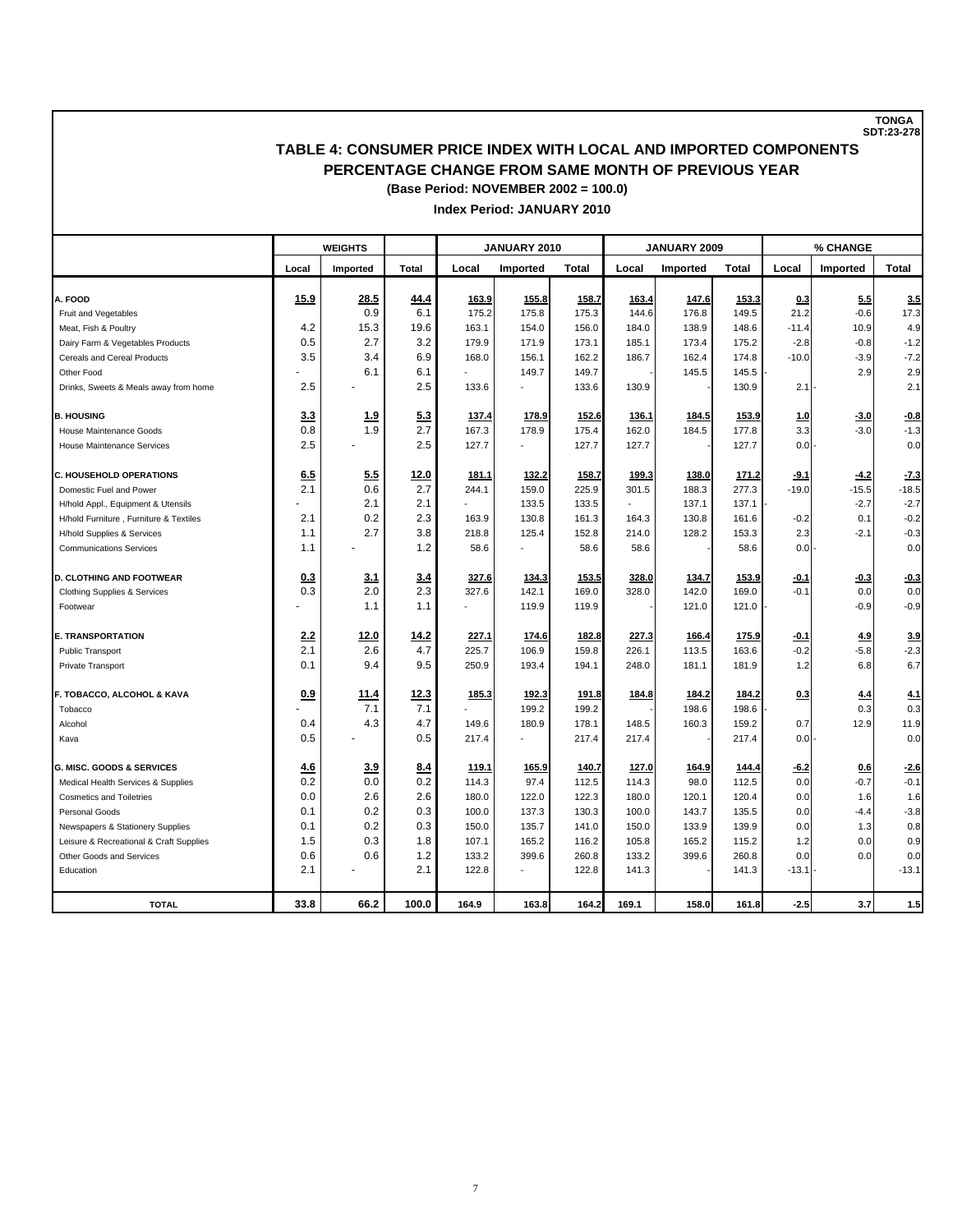TONGA
SDT:23-278

# TABLE 4: CONSUMER PRICE INDEX WITH LOCAL AND IMPORTED COMPONENTS

## PERCENTAGE CHANGE FROM SAME MONTH OF PREVIOUS YEAR

**(Base Period: NOVEMBER 2002 = 100.0)**

**Index Period: JANUARY 2010**

| | WEIGHTS | | | JANUARY 2010 | | | JANUARY 2009 | | | % CHANGE | | |
|---|---|---|---|---|---|---|---|---|---|---|---|---|
| | Local | Imported | Total | Local | Imported | Total | Local | Imported | Total | Local | Imported | Total |
| **A. FOOD** | **15.9** | **28.5** | **44.4** | **163.9** | **155.8** | **158.7** | **163.4** | **147.6** | **153.3** | **0.3** | **5.5** | **3.5** |
| Fruit and Vegetables | | 0.9 | 6.1 | 175.2 | 175.8 | 175.3 | 144.6 | 176.8 | 149.5 | 21.2 | -0.6 | 17.3 |
| Meat, Fish & Poultry | 4.2 | 15.3 | 19.6 | 163.1 | 154.0 | 156.0 | 184.0 | 138.9 | 148.6 | -11.4 | 10.9 | 4.9 |
| Dairy Farm & Vegetables Products | 0.5 | 2.7 | 3.2 | 179.9 | 171.9 | 173.1 | 185.1 | 173.4 | 175.2 | -2.8 | -0.8 | -1.2 |
| Cereals and Cereal Products | 3.5 | 3.4 | 6.9 | 168.0 | 156.1 | 162.2 | 186.7 | 162.4 | 174.8 | -10.0 | -3.9 | -7.2 |
| Other Food | - | 6.1 | 6.1 | - | 149.7 | 149.7 | - | 145.5 | 145.5 | - | 2.9 | 2.9 |
| Drinks, Sweets & Meals away from home | 2.5 | - | 2.5 | 133.6 | - | 133.6 | 130.9 | - | 130.9 | 2.1 | - | 2.1 |
| **B. HOUSING** | **3.3** | **1.9** | **5.3** | **137.4** | **178.9** | **152.6** | **136.1** | **184.5** | **153.9** | **1.0** | **-3.0** | **-0.8** |
| House Maintenance Goods | 0.8 | 1.9 | 2.7 | 167.3 | 178.9 | 175.4 | 162.0 | 184.5 | 177.8 | 3.3 | -3.0 | -1.3 |
| House Maintenance Services | 2.5 | - | 2.5 | 127.7 | - | 127.7 | 127.7 | - | 127.7 | 0.0 | - | 0.0 |
| **C. HOUSEHOLD OPERATIONS** | **6.5** | **5.5** | **12.0** | **181.1** | **132.2** | **158.7** | **199.3** | **138.0** | **171.2** | **-9.1** | **-4.2** | **-7.3** |
| Domestic Fuel and Power | 2.1 | 0.6 | 2.7 | 244.1 | 159.0 | 225.9 | 301.5 | 188.3 | 277.3 | -19.0 | -15.5 | -18.5 |
| H/hold Appl., Equipment & Utensils | - | 2.1 | 2.1 | - | 133.5 | 133.5 | - | 137.1 | 137.1 | - | -2.7 | -2.7 |
| H/hold Furniture , Furniture & Textiles | 2.1 | 0.2 | 2.3 | 163.9 | 130.8 | 161.3 | 164.3 | 130.8 | 161.6 | -0.2 | 0.1 | -0.2 |
| H/hold Supplies & Services | 1.1 | 2.7 | 3.8 | 218.8 | 125.4 | 152.8 | 214.0 | 128.2 | 153.3 | 2.3 | -2.1 | -0.3 |
| Communications Services | 1.1 | - | 1.2 | 58.6 | - | 58.6 | 58.6 | - | 58.6 | 0.0 | - | 0.0 |
| **D. CLOTHING AND FOOTWEAR** | **0.3** | **3.1** | **3.4** | **327.6** | **134.3** | **153.5** | **328.0** | **134.7** | **153.9** | **-0.1** | **-0.3** | **-0.3** |
| Clothing Supplies & Services | 0.3 | 2.0 | 2.3 | 327.6 | 142.1 | 169.0 | 328.0 | 142.0 | 169.0 | -0.1 | 0.0 | 0.0 |
| Footwear | - | 1.1 | 1.1 | - | 119.9 | 119.9 | - | 121.0 | 121.0 | - | -0.9 | -0.9 |
| **E. TRANSPORTATION** | **2.2** | **12.0** | **14.2** | **227.1** | **174.6** | **182.8** | **227.3** | **166.4** | **175.9** | **-0.1** | **4.9** | **3.9** |
| Public Transport | 2.1 | 2.6 | 4.7 | 225.7 | 106.9 | 159.8 | 226.1 | 113.5 | 163.6 | -0.2 | -5.8 | -2.3 |
| Private Transport | 0.1 | 9.4 | 9.5 | 250.9 | 193.4 | 194.1 | 248.0 | 181.1 | 181.9 | 1.2 | 6.8 | 6.7 |
| **F. TOBACCO, ALCOHOL & KAVA** | **0.9** | **11.4** | **12.3** | **185.3** | **192.3** | **191.8** | **184.8** | **184.2** | **184.2** | **0.3** | **4.4** | **4.1** |
| Tobacco | - | 7.1 | 7.1 | - | 199.2 | 199.2 | - | 198.6 | 198.6 | - | 0.3 | 0.3 |
| Alcohol | 0.4 | 4.3 | 4.7 | 149.6 | 180.9 | 178.1 | 148.5 | 160.3 | 159.2 | 0.7 | 12.9 | 11.9 |
| Kava | 0.5 | - | 0.5 | 217.4 | - | 217.4 | 217.4 | - | 217.4 | 0.0 | - | 0.0 |
| **G. MISC. GOODS & SERVICES** | **4.6** | **3.9** | **8.4** | **119.1** | **165.9** | **140.7** | **127.0** | **164.9** | **144.4** | **-6.2** | **0.6** | **-2.6** |
| Medical Health Services & Supplies | 0.2 | 0.0 | 0.2 | 114.3 | 97.4 | 112.5 | 114.3 | 98.0 | 112.5 | 0.0 | -0.7 | -0.1 |
| Cosmetics and Toiletries | 0.0 | 2.6 | 2.6 | 180.0 | 122.0 | 122.3 | 180.0 | 120.1 | 120.4 | 0.0 | 1.6 | 1.6 |
| Personal Goods | 0.1 | 0.2 | 0.3 | 100.0 | 137.3 | 130.3 | 100.0 | 143.7 | 135.5 | 0.0 | -4.4 | -3.8 |
| Newspapers & Stationery Supplies | 0.1 | 0.2 | 0.3 | 150.0 | 135.7 | 141.0 | 150.0 | 133.9 | 139.9 | 0.0 | 1.3 | 0.8 |
| Leisure & Recreational & Craft Supplies | 1.5 | 0.3 | 1.8 | 107.1 | 165.2 | 116.2 | 105.8 | 165.2 | 115.2 | 1.2 | 0.0 | 0.9 |
| Other Goods and Services | 0.6 | 0.6 | 1.2 | 133.2 | 399.6 | 260.8 | 133.2 | 399.6 | 260.8 | 0.0 | 0.0 | 0.0 |
| Education | 2.1 | - | 2.1 | 122.8 | - | 122.8 | 141.3 | - | 141.3 | -13.1 | - | -13.1 |
| **TOTAL** | **33.8** | **66.2** | **100.0** | **164.9** | **163.8** | **164.2** | **169.1** | **158.0** | **161.8** | **-2.5** | **3.7** | **1.5** |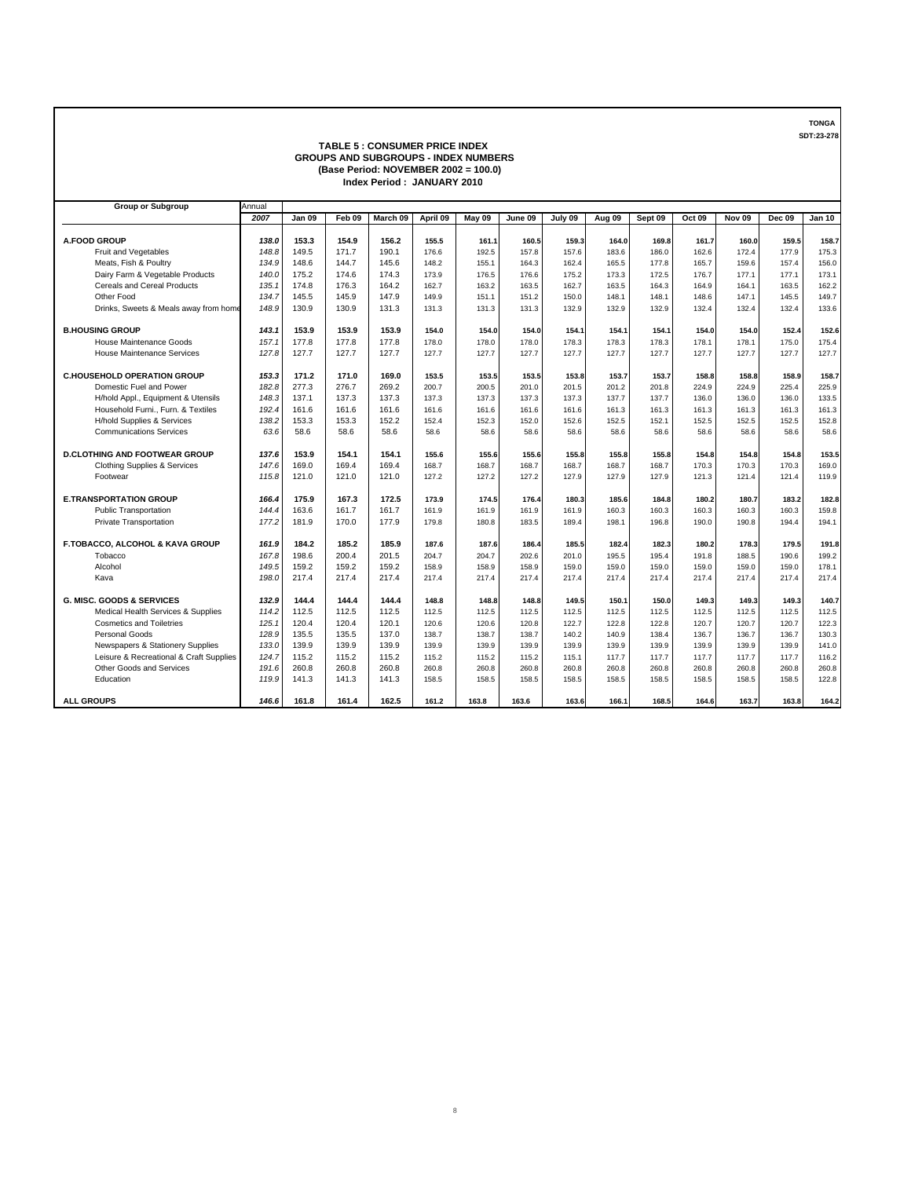TONGA
SDT:23-278

# TABLE 5 : CONSUMER PRICE INDEX
## GROUPS AND SUBGROUPS - INDEX NUMBERS
### (Base Period: NOVEMBER 2002 = 100.0)
### Index Period : JANUARY 2010

| Group or Subgroup | Annual 2007 | Jan 09 | Feb 09 | March 09 | April 09 | May 09 | June 09 | July 09 | Aug 09 | Sept 09 | Oct 09 | Nov 09 | Dec 09 | Jan 10 |
|---|---|---|---|---|---|---|---|---|---|---|---|---|---|---|
| **A.FOOD GROUP** | 138.0 | 153.3 | 154.9 | 156.2 | 155.5 | 161.1 | 160.5 | 159.3 | 164.0 | 169.8 | 161.7 | 160.0 | 159.5 | 158.7 |
| Fruit and Vegetables | 148.8 | 149.5 | 171.7 | 190.1 | 176.6 | 192.5 | 157.8 | 157.6 | 183.6 | 186.0 | 162.6 | 172.4 | 177.9 | 175.3 |
| Meats, Fish & Poultry | 134.9 | 148.6 | 144.7 | 145.6 | 148.2 | 155.1 | 164.3 | 162.4 | 165.5 | 177.8 | 165.7 | 159.6 | 157.4 | 156.0 |
| Dairy Farm & Vegetable Products | 140.0 | 175.2 | 174.6 | 174.3 | 173.9 | 176.5 | 176.6 | 175.2 | 173.3 | 172.5 | 176.7 | 177.1 | 177.1 | 173.1 |
| Cereals and Cereal Products | 135.1 | 174.8 | 176.3 | 164.2 | 162.7 | 163.2 | 163.5 | 162.7 | 163.5 | 164.3 | 164.9 | 164.1 | 163.5 | 162.2 |
| Other Food | 134.7 | 145.5 | 145.9 | 147.9 | 149.9 | 151.1 | 151.2 | 150.0 | 148.1 | 148.1 | 148.6 | 147.1 | 145.5 | 149.7 |
| Drinks, Sweets & Meals away from home | 148.9 | 130.9 | 130.9 | 131.3 | 131.3 | 131.3 | 131.3 | 132.9 | 132.9 | 132.9 | 132.4 | 132.4 | 132.4 | 133.6 |
| **B.HOUSING GROUP** | 143.1 | 153.9 | 153.9 | 153.9 | 154.0 | 154.0 | 154.0 | 154.1 | 154.1 | 154.1 | 154.0 | 154.0 | 152.4 | 152.6 |
| House Maintenance Goods | 157.1 | 177.8 | 177.8 | 177.8 | 178.0 | 178.0 | 178.0 | 178.3 | 178.3 | 178.3 | 178.1 | 178.1 | 175.0 | 175.4 |
| House Maintenance Services | 127.8 | 127.7 | 127.7 | 127.7 | 127.7 | 127.7 | 127.7 | 127.7 | 127.7 | 127.7 | 127.7 | 127.7 | 127.7 | 127.7 |
| **C.HOUSEHOLD OPERATION GROUP** | 153.3 | 171.2 | 171.0 | 169.0 | 153.5 | 153.5 | 153.5 | 153.8 | 153.7 | 153.7 | 158.8 | 158.8 | 158.9 | 158.7 |
| Domestic Fuel and Power | 182.8 | 277.3 | 276.7 | 269.2 | 200.7 | 200.5 | 201.0 | 201.5 | 201.2 | 201.8 | 224.9 | 224.9 | 225.4 | 225.9 |
| H/hold Appl., Equipment & Utensils | 148.3 | 137.1 | 137.3 | 137.3 | 137.3 | 137.3 | 137.3 | 137.3 | 137.7 | 137.7 | 136.0 | 136.0 | 136.0 | 133.5 |
| Household Furni., Furn. & Textiles | 192.4 | 161.6 | 161.6 | 161.6 | 161.6 | 161.6 | 161.6 | 161.6 | 161.3 | 161.3 | 161.3 | 161.3 | 161.3 | 161.3 |
| H/hold Supplies & Services | 138.2 | 153.3 | 153.3 | 152.2 | 152.4 | 152.3 | 152.0 | 152.6 | 152.5 | 152.1 | 152.5 | 152.5 | 152.5 | 152.8 |
| Communications Services | 63.6 | 58.6 | 58.6 | 58.6 | 58.6 | 58.6 | 58.6 | 58.6 | 58.6 | 58.6 | 58.6 | 58.6 | 58.6 | 58.6 |
| **D.CLOTHING AND FOOTWEAR GROUP** | 137.6 | 153.9 | 154.1 | 154.1 | 155.6 | 155.6 | 155.6 | 155.8 | 155.8 | 155.8 | 154.8 | 154.8 | 154.8 | 153.5 |
| Clothing Supplies & Services | 147.6 | 169.0 | 169.4 | 169.4 | 168.7 | 168.7 | 168.7 | 168.7 | 168.7 | 168.7 | 170.3 | 170.3 | 170.3 | 169.0 |
| Footwear | 115.8 | 121.0 | 121.0 | 121.0 | 127.2 | 127.2 | 127.2 | 127.9 | 127.9 | 127.9 | 121.3 | 121.4 | 121.4 | 119.9 |
| **E.TRANSPORTATION GROUP** | 166.4 | 175.9 | 167.3 | 172.5 | 173.9 | 174.5 | 176.4 | 180.3 | 185.6 | 184.8 | 180.2 | 180.7 | 183.2 | 182.8 |
| Public Transportation | 144.4 | 163.6 | 161.7 | 161.7 | 161.9 | 161.9 | 161.9 | 161.9 | 160.3 | 160.3 | 160.3 | 160.3 | 160.3 | 159.8 |
| Private Transportation | 177.2 | 181.9 | 170.0 | 177.9 | 179.8 | 180.8 | 183.5 | 189.4 | 198.1 | 196.8 | 190.0 | 190.8 | 194.4 | 194.1 |
| **F.TOBACCO, ALCOHOL & KAVA GROUP** | 161.9 | 184.2 | 185.2 | 185.9 | 187.6 | 187.6 | 186.4 | 185.5 | 182.4 | 182.3 | 180.2 | 178.3 | 179.5 | 191.8 |
| Tobacco | 167.8 | 198.6 | 200.4 | 201.5 | 204.7 | 204.7 | 202.6 | 201.0 | 195.5 | 195.4 | 191.8 | 188.5 | 190.6 | 199.2 |
| Alcohol | 149.5 | 159.2 | 159.2 | 159.2 | 158.9 | 158.9 | 158.9 | 159.0 | 159.0 | 159.0 | 159.0 | 159.0 | 159.0 | 178.1 |
| Kava | 198.0 | 217.4 | 217.4 | 217.4 | 217.4 | 217.4 | 217.4 | 217.4 | 217.4 | 217.4 | 217.4 | 217.4 | 217.4 | 217.4 |
| **G. MISC. GOODS & SERVICES** | 132.9 | 144.4 | 144.4 | 144.4 | 148.8 | 148.8 | 148.8 | 149.5 | 150.1 | 150.0 | 149.3 | 149.3 | 149.3 | 140.7 |
| Medical Health Services & Supplies | 114.2 | 112.5 | 112.5 | 112.5 | 112.5 | 112.5 | 112.5 | 112.5 | 112.5 | 112.5 | 112.5 | 112.5 | 112.5 | 112.5 |
| Cosmetics and Toiletries | 125.1 | 120.4 | 120.4 | 120.1 | 120.6 | 120.6 | 120.8 | 122.7 | 122.8 | 122.8 | 120.7 | 120.7 | 120.7 | 122.3 |
| Personal Goods | 128.9 | 135.5 | 135.5 | 137.0 | 138.7 | 138.7 | 138.7 | 140.2 | 140.9 | 138.4 | 136.7 | 136.7 | 136.7 | 130.3 |
| Newspapers & Stationery Supplies | 133.0 | 139.9 | 139.9 | 139.9 | 139.9 | 139.9 | 139.9 | 139.9 | 139.9 | 139.9 | 139.9 | 139.9 | 139.9 | 141.0 |
| Leisure & Recreational & Craft Supplies | 124.7 | 115.2 | 115.2 | 115.2 | 115.2 | 115.2 | 115.2 | 115.1 | 117.7 | 117.7 | 117.7 | 117.7 | 117.7 | 116.2 |
| Other Goods and Services | 191.6 | 260.8 | 260.8 | 260.8 | 260.8 | 260.8 | 260.8 | 260.8 | 260.8 | 260.8 | 260.8 | 260.8 | 260.8 | 260.8 |
| Education | 119.9 | 141.3 | 141.3 | 141.3 | 158.5 | 158.5 | 158.5 | 158.5 | 158.5 | 158.5 | 158.5 | 158.5 | 158.5 | 122.8 |
| **ALL GROUPS** | 146.6 | 161.8 | 161.4 | 162.5 | 161.2 | 163.8 | 163.6 | 163.6 | 166.1 | 168.5 | 164.6 | 163.7 | 163.8 | 164.2 |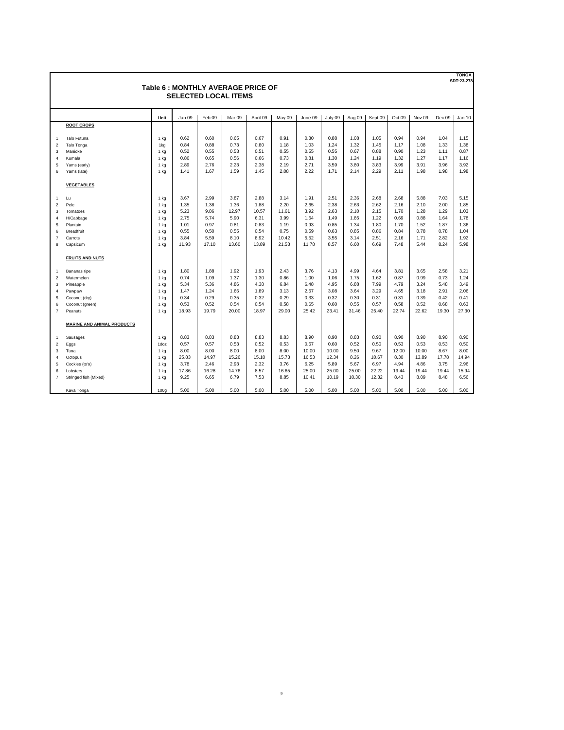TONGA
SDT:23-278

# Table 6 : MONTHLY AVERAGE PRICE OF SELECTED LOCAL ITEMS

| | | Unit | Jan 09 | Feb 09 | Mar 09 | April 09 | May 09 | June 09 | July 09 | Aug 09 | Sept 09 | Oct 09 | Nov 09 | Dec 09 | Jan 10 |
|---|---|---|---|---|---|---|---|---|---|---|---|---|---|---|---|
| | **ROOT CROPS** | | | | | | | | | | | | | | |
| 1 | Talo Futuna | 1 kg | 0.62 | 0.60 | 0.65 | 0.67 | 0.91 | 0.80 | 0.88 | 1.08 | 1.05 | 0.94 | 0.94 | 1.04 | 1.15 |
| 2 | Talo Tonga | 1kg | 0.84 | 0.88 | 0.73 | 0.80 | 1.18 | 1.03 | 1.24 | 1.32 | 1.45 | 1.17 | 1.08 | 1.33 | 1.38 |
| 3 | Manioke | 1 kg | 0.52 | 0.55 | 0.53 | 0.51 | 0.55 | 0.55 | 0.55 | 0.67 | 0.88 | 0.90 | 1.23 | 1.11 | 0.87 |
| 4 | Kumala | 1 kg | 0.86 | 0.65 | 0.56 | 0.66 | 0.73 | 0.81 | 1.30 | 1.24 | 1.19 | 1.32 | 1.27 | 1.17 | 1.16 |
| 5 | Yams (early) | 1 kg | 2.89 | 2.76 | 2.23 | 2.38 | 2.19 | 2.71 | 3.59 | 3.80 | 3.83 | 3.99 | 3.91 | 3.96 | 3.92 |
| 6 | Yams (late) | 1 kg | 1.41 | 1.67 | 1.59 | 1.45 | 2.08 | 2.22 | 1.71 | 2.14 | 2.29 | 2.11 | 1.98 | 1.98 | 1.98 |
| | **VEGETABLES** | | | | | | | | | | | | | | |
| 1 | Lu | 1 kg | 3.67 | 2.99 | 3.87 | 2.88 | 3.14 | 1.91 | 2.51 | 2.36 | 2.68 | 2.68 | 5.88 | 7.03 | 5.15 |
| 2 | Pele | 1 kg | 1.35 | 1.38 | 1.36 | 1.88 | 2.20 | 2.65 | 2.38 | 2.63 | 2.62 | 2.16 | 2.10 | 2.00 | 1.85 |
| 3 | Tomatoes | 1 kg | 5.23 | 9.86 | 12.97 | 10.57 | 11.61 | 3.92 | 2.63 | 2.10 | 2.15 | 1.70 | 1.28 | 1.29 | 1.03 |
| 4 | H/Cabbage | 1 kg | 2.75 | 5.74 | 5.90 | 6.31 | 3.99 | 1.54 | 1.49 | 1.85 | 1.22 | 0.69 | 0.88 | 1.64 | 1.78 |
| 5 | Plantain | 1 kg | 1.01 | 0.97 | 0.81 | 0.83 | 1.19 | 0.93 | 0.85 | 1.34 | 1.80 | 1.70 | 1.52 | 1.87 | 1.36 |
| 6 | Breadfruit | 1 kg | 0.55 | 0.50 | 0.55 | 0.54 | 0.75 | 0.59 | 0.63 | 0.85 | 0.86 | 0.84 | 0.78 | 0.78 | 1.04 |
| 7 | Carrots | 1 kg | 3.84 | 5.59 | 8.10 | 8.92 | 10.42 | 5.52 | 3.55 | 3.14 | 2.51 | 2.16 | 1.71 | 2.82 | 1.92 |
| 8 | Capsicum | 1 kg | 11.93 | 17.10 | 13.60 | 13.89 | 21.53 | 11.78 | 8.57 | 6.60 | 6.69 | 7.48 | 5.44 | 8.24 | 5.98 |
| | **FRUITS AND NUTS** | | | | | | | | | | | | | | |
| 1 | Bananas ripe | 1 kg | 1.80 | 1.88 | 1.92 | 1.93 | 2.43 | 3.76 | 4.13 | 4.99 | 4.64 | 3.81 | 3.65 | 2.58 | 3.21 |
| 2 | Watermelon | 1 kg | 0.74 | 1.09 | 1.37 | 1.30 | 0.86 | 1.00 | 1.06 | 1.75 | 1.62 | 0.87 | 0.99 | 0.73 | 1.24 |
| 3 | Pineapple | 1 kg | 5.34 | 5.36 | 4.86 | 4.38 | 6.84 | 6.48 | 4.95 | 6.88 | 7.99 | 4.79 | 3.24 | 5.48 | 3.49 |
| 4 | Pawpaw | 1 kg | 1.47 | 1.24 | 1.66 | 1.89 | 3.13 | 2.57 | 3.08 | 3.64 | 3.29 | 4.65 | 3.18 | 2.91 | 2.06 |
| 5 | Coconut (dry) | 1 kg | 0.34 | 0.29 | 0.35 | 0.32 | 0.29 | 0.33 | 0.32 | 0.30 | 0.31 | 0.31 | 0.39 | 0.42 | 0.41 |
| 6 | Coconut (green) | 1 kg | 0.53 | 0.52 | 0.54 | 0.54 | 0.58 | 0.65 | 0.60 | 0.55 | 0.57 | 0.58 | 0.52 | 0.68 | 0.63 |
| 7 | Peanuts | 1 kg | 18.93 | 19.79 | 20.00 | 18.97 | 29.00 | 25.42 | 23.41 | 31.46 | 25.40 | 22.74 | 22.62 | 19.30 | 27.30 |
| | **MARINE AND ANIMAL PRODUCTS** | | | | | | | | | | | | | | |
| 1 | Sausages | 1 kg | 8.83 | 8.83 | 8.83 | 8.83 | 8.83 | 8.90 | 8.90 | 8.83 | 8.90 | 8.90 | 8.90 | 8.90 | 8.90 |
| 2 | Eggs | 1doz | 0.57 | 0.57 | 0.53 | 0.52 | 0.53 | 0.57 | 0.60 | 0.52 | 0.50 | 0.53 | 0.53 | 0.53 | 0.50 |
| 3 | Tuna | 1 kg | 8.00 | 8.00 | 8.00 | 8.00 | 8.00 | 10.00 | 10.00 | 9.50 | 9.67 | 12.00 | 10.00 | 8.67 | 8.00 |
| 4 | Octopus | 1 kg | 25.83 | 14.97 | 15.26 | 15.10 | 15.73 | 16.53 | 12.34 | 8.26 | 10.67 | 8.30 | 13.89 | 17.78 | 14.94 |
| 5 | Cockles (to'o) | 1 kg | 3.78 | 2.46 | 2.93 | 2.32 | 3.76 | 6.25 | 5.89 | 5.67 | 6.97 | 4.94 | 4.86 | 3.75 | 2.96 |
| 6 | Lobsters | 1 kg | 17.86 | 16.28 | 14.76 | 8.57 | 16.65 | 25.00 | 25.00 | 25.00 | 22.22 | 19.44 | 19.44 | 19.44 | 15.94 |
| 7 | Stringed fish (Mixed) | 1 kg | 9.25 | 6.65 | 6.79 | 7.53 | 8.85 | 10.41 | 10.19 | 10.30 | 12.32 | 8.43 | 8.09 | 8.48 | 6.56 |
| | Kava Tonga | 100g | 5.00 | 5.00 | 5.00 | 5.00 | 5.00 | 5.00 | 5.00 | 5.00 | 5.00 | 5.00 | 5.00 | 5.00 | 5.00 |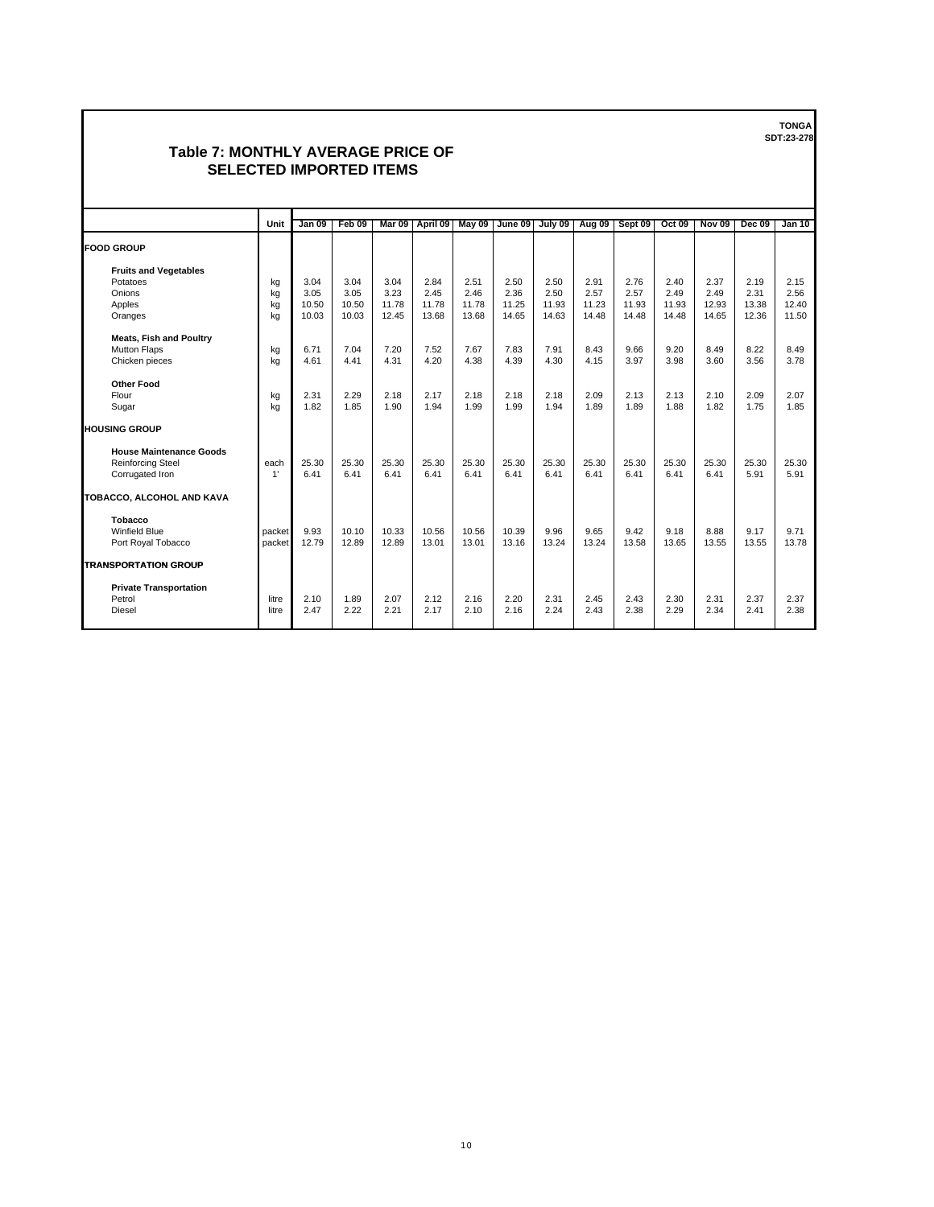TONGA
SDT:23-278

# Table 7: MONTHLY AVERAGE PRICE OF SELECTED IMPORTED ITEMS

| | Unit | Jan 09 | Feb 09 | Mar 09 | April 09 | May 09 | June 09 | July 09 | Aug 09 | Sept 09 | Oct 09 | Nov 09 | Dec 09 | Jan 10 |
|---|---|---|---|---|---|---|---|---|---|---|---|---|---|---|
| **FOOD GROUP** | | | | | | | | | | | | | | |
| **Fruits and Vegetables** | | | | | | | | | | | | | | |
| Potatoes | kg | 3.04 | 3.04 | 3.04 | 2.84 | 2.51 | 2.50 | 2.50 | 2.91 | 2.76 | 2.40 | 2.37 | 2.19 | 2.15 |
| Onions | kg | 3.05 | 3.05 | 3.23 | 2.45 | 2.46 | 2.36 | 2.50 | 2.57 | 2.57 | 2.49 | 2.49 | 2.31 | 2.56 |
| Apples | kg | 10.50 | 10.50 | 11.78 | 11.78 | 11.78 | 11.25 | 11.93 | 11.23 | 11.93 | 11.93 | 12.93 | 13.38 | 12.40 |
| Oranges | kg | 10.03 | 10.03 | 12.45 | 13.68 | 13.68 | 14.65 | 14.63 | 14.48 | 14.48 | 14.48 | 14.65 | 12.36 | 11.50 |
| **Meats, Fish and Poultry** | | | | | | | | | | | | | | |
| Mutton Flaps | kg | 6.71 | 7.04 | 7.20 | 7.52 | 7.67 | 7.83 | 7.91 | 8.43 | 9.66 | 9.20 | 8.49 | 8.22 | 8.49 |
| Chicken pieces | kg | 4.61 | 4.41 | 4.31 | 4.20 | 4.38 | 4.39 | 4.30 | 4.15 | 3.97 | 3.98 | 3.60 | 3.56 | 3.78 |
| **Other Food** | | | | | | | | | | | | | | |
| Flour | kg | 2.31 | 2.29 | 2.18 | 2.17 | 2.18 | 2.18 | 2.18 | 2.09 | 2.13 | 2.13 | 2.10 | 2.09 | 2.07 |
| Sugar | kg | 1.82 | 1.85 | 1.90 | 1.94 | 1.99 | 1.99 | 1.94 | 1.89 | 1.89 | 1.88 | 1.82 | 1.75 | 1.85 |
| **HOUSING GROUP** | | | | | | | | | | | | | | |
| **House Maintenance Goods** | | | | | | | | | | | | | | |
| Reinforcing Steel | each | 25.30 | 25.30 | 25.30 | 25.30 | 25.30 | 25.30 | 25.30 | 25.30 | 25.30 | 25.30 | 25.30 | 25.30 | 25.30 |
| Corrugated Iron | 1' | 6.41 | 6.41 | 6.41 | 6.41 | 6.41 | 6.41 | 6.41 | 6.41 | 6.41 | 6.41 | 6.41 | 5.91 | 5.91 |
| **TOBACCO, ALCOHOL AND KAVA** | | | | | | | | | | | | | | |
| **Tobacco** | | | | | | | | | | | | | | |
| Winfield Blue | packet | 9.93 | 10.10 | 10.33 | 10.56 | 10.56 | 10.39 | 9.96 | 9.65 | 9.42 | 9.18 | 8.88 | 9.17 | 9.71 |
| Port Royal Tobacco | packet | 12.79 | 12.89 | 12.89 | 13.01 | 13.01 | 13.16 | 13.24 | 13.24 | 13.58 | 13.65 | 13.55 | 13.55 | 13.78 |
| **TRANSPORTATION GROUP** | | | | | | | | | | | | | | |
| **Private Transportation** | | | | | | | | | | | | | | |
| Petrol | litre | 2.10 | 1.89 | 2.07 | 2.12 | 2.16 | 2.20 | 2.31 | 2.45 | 2.43 | 2.30 | 2.31 | 2.37 | 2.37 |
| Diesel | litre | 2.47 | 2.22 | 2.21 | 2.17 | 2.10 | 2.16 | 2.24 | 2.43 | 2.38 | 2.29 | 2.34 | 2.41 | 2.38 |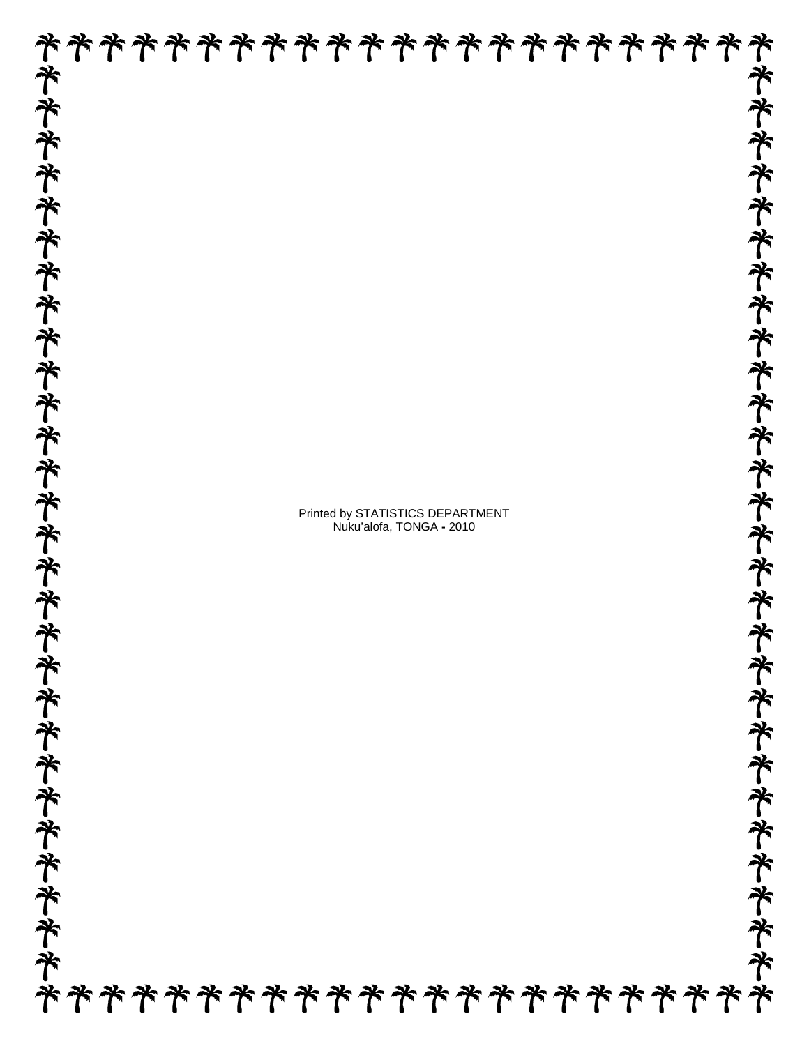Printed by STATISTICS DEPARTMENT
Nuku'alofa, TONGA - 2010